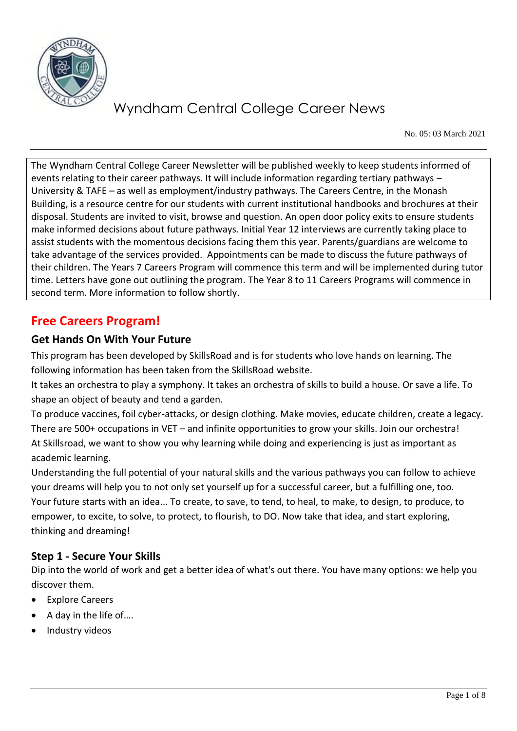# Wyndham Central College Career News

No. 05: 03 March 2021

The Wyndham Central College Career Newsletter will be published weekly to keep students informed of events relating to their career pathways. It will include information regarding tertiary pathways – University & TAFE – as well as employment/industry pathways. The Careers Centre, in the Monash Building, is a resource centre for our students with current institutional handbooks and brochures at their disposal. Students are invited to visit, browse and question. An open door policy exits to ensure students make informed decisions about future pathways. Initial Year 12 interviews are currently taking place to assist students with the momentous decisions facing them this year. Parents/guardians are welcome to take advantage of the services provided. Appointments can be made to discuss the future pathways of their children. The Years 7 Careers Program will commence this term and will be implemented during tutor time. Letters have gone out outlining the program. The Year 8 to 11 Careers Programs will commence in second term. More information to follow shortly.

## Free Careers Program!

### Get Hands On With Your Future

This program has been developed by SkillsRoad and is for students who love hands on learning. The following information has been taken from the SkillsRoad website.

It takes an orchestra to play a symphony. It takes an orchestra of skills to build a house. Or save a life. To shape an object of beauty and tend a garden.

To produce vaccines, foil cyber-attacks, or design clothing. Make movies, educate children, create a legacy.

There are 500+ occupations in VET – and infinite opportunities to grow your skills. Join our orchestra!

At Skillsroad, we want to show you why learning while doing and experiencing is just as important as academic learning.

Understanding the full potential of your natural skills and the various pathways you can follow to achieve your dreams will help you to not only set yourself up for a successful career, but a fulfilling one, too.

Your future starts with an idea... To create, to save, to tend, to heal, to make, to design, to produce, to empower, to excite, to solve, to protect, to flourish, to DO. Now take that idea, and start exploring, thinking and dreaming!

### Step 1 - Secure Your Skills

Dip into the world of work and get a better idea of what's out there. You have many options: we help you discover them.

- Explore Careers
- A day in the life of….
- Industry videos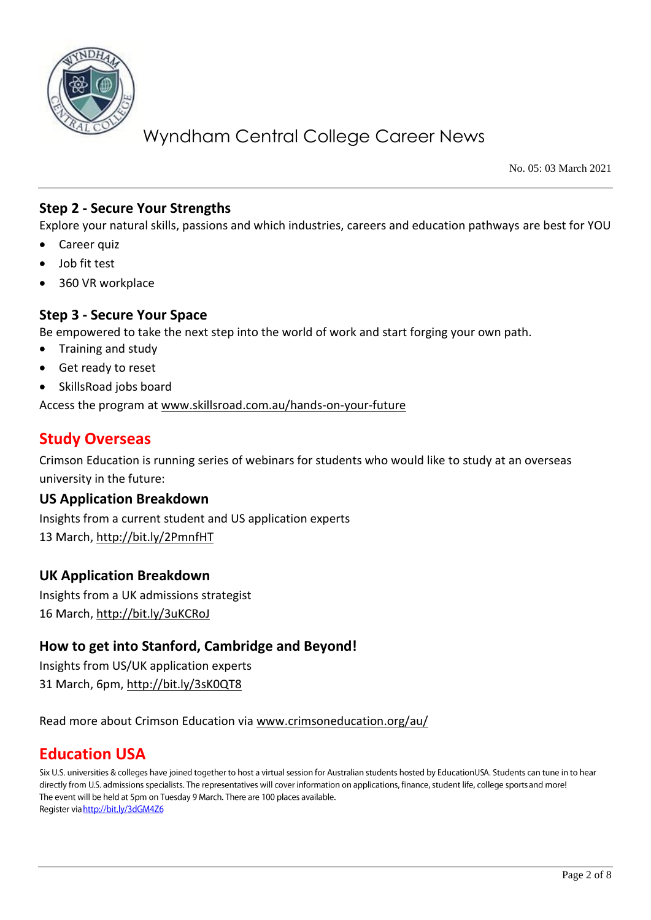### Step 2 - Secure Your Strengths

Explore your natural skills, passions and which industries, careers and education pathways are best for YOU

- Career quiz
- Job fit test
- 360 VR workplace

### Step 3 - Secure Your Space

Be empowered to take the next step into the world of work and start forging your own path.

- Training and study
- Get ready to reset
- SkillsRoad jobs board

Access the program at www.skillsroad.com.au/hands-on-your-future

## Study Overseas

Crimson Education is running series of webinars for students who would like to study at an overseas university in the future:

### US Application Breakdown

Insights from a current student and US application experts
13 March, http://bit.ly/2PmnfHT

### UK Application Breakdown

Insights from a UK admissions strategist
16 March, http://bit.ly/3uKCRoJ

### How to get into Stanford, Cambridge and Beyond!

Insights from US/UK application experts
31 March, 6pm, http://bit.ly/3sK0QT8

Read more about Crimson Education via www.crimsoneducation.org/au/

## Education USA

Six U.S. universities & colleges have joined together to host a virtual session for Australian students hosted by EducationUSA. Students can tune in to hear directly from U.S. admissions specialists. The representatives will cover information on applications, finance, student life, college sports and more!
The event will be held at 5pm on Tuesday 9 March. There are 100 places available.
Register via http://bit.ly/3dGM4Z6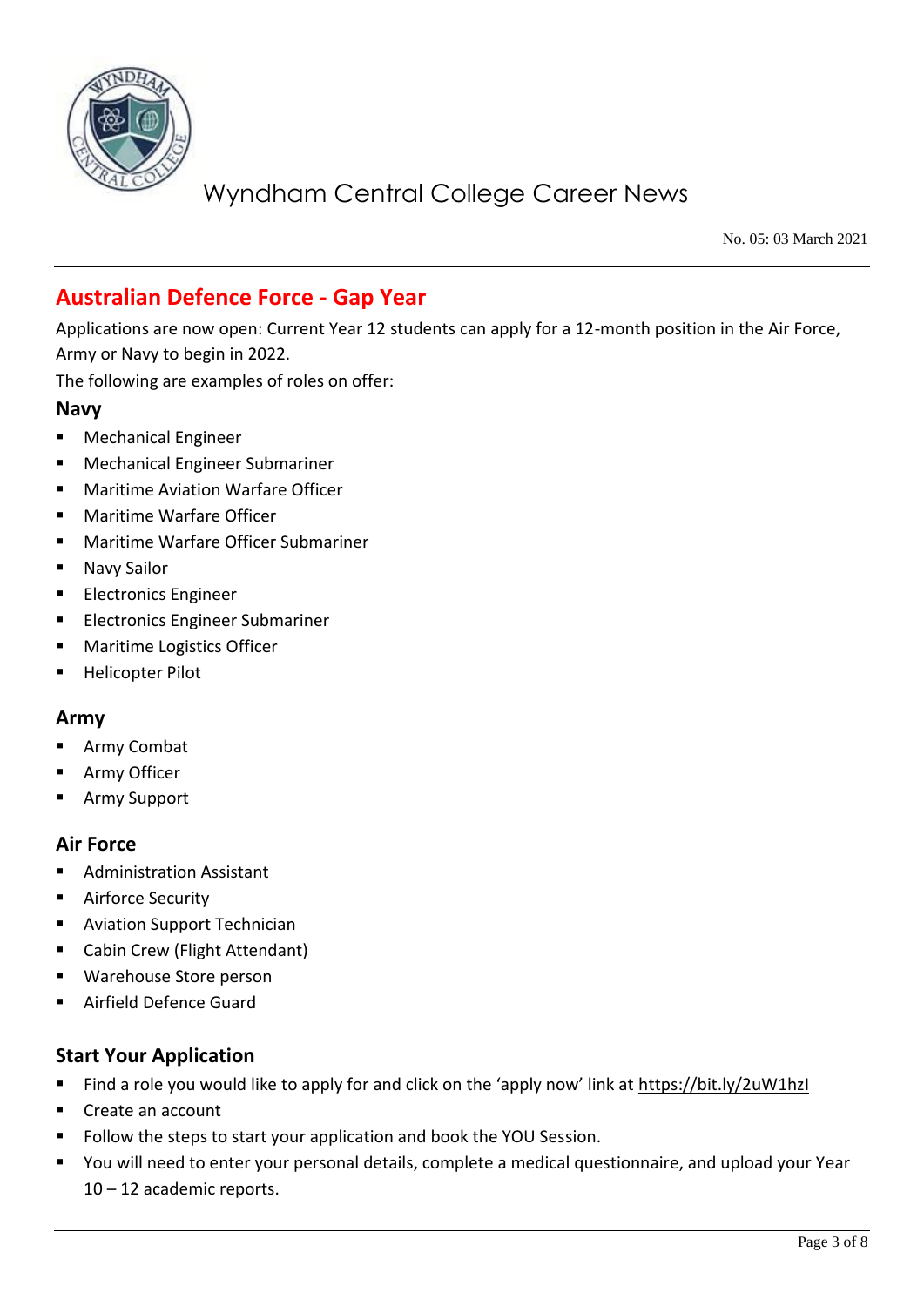## Australian Defence Force - Gap Year

Applications are now open: Current Year 12 students can apply for a 12-month position in the Air Force, Army or Navy to begin in 2022.

The following are examples of roles on offer:

### Navy

- Mechanical Engineer
- Mechanical Engineer Submariner
- Maritime Aviation Warfare Officer
- Maritime Warfare Officer
- Maritime Warfare Officer Submariner
- Navy Sailor
- Electronics Engineer
- Electronics Engineer Submariner
- Maritime Logistics Officer
- Helicopter Pilot

### Army

- Army Combat
- Army Officer
- Army Support

### Air Force

- Administration Assistant
- Airforce Security
- Aviation Support Technician
- Cabin Crew (Flight Attendant)
- Warehouse Store person
- Airfield Defence Guard

### Start Your Application

- Find a role you would like to apply for and click on the 'apply now' link at https://bit.ly/2uW1hzI
- Create an account
- Follow the steps to start your application and book the YOU Session.
- You will need to enter your personal details, complete a medical questionnaire, and upload your Year 10 – 12 academic reports.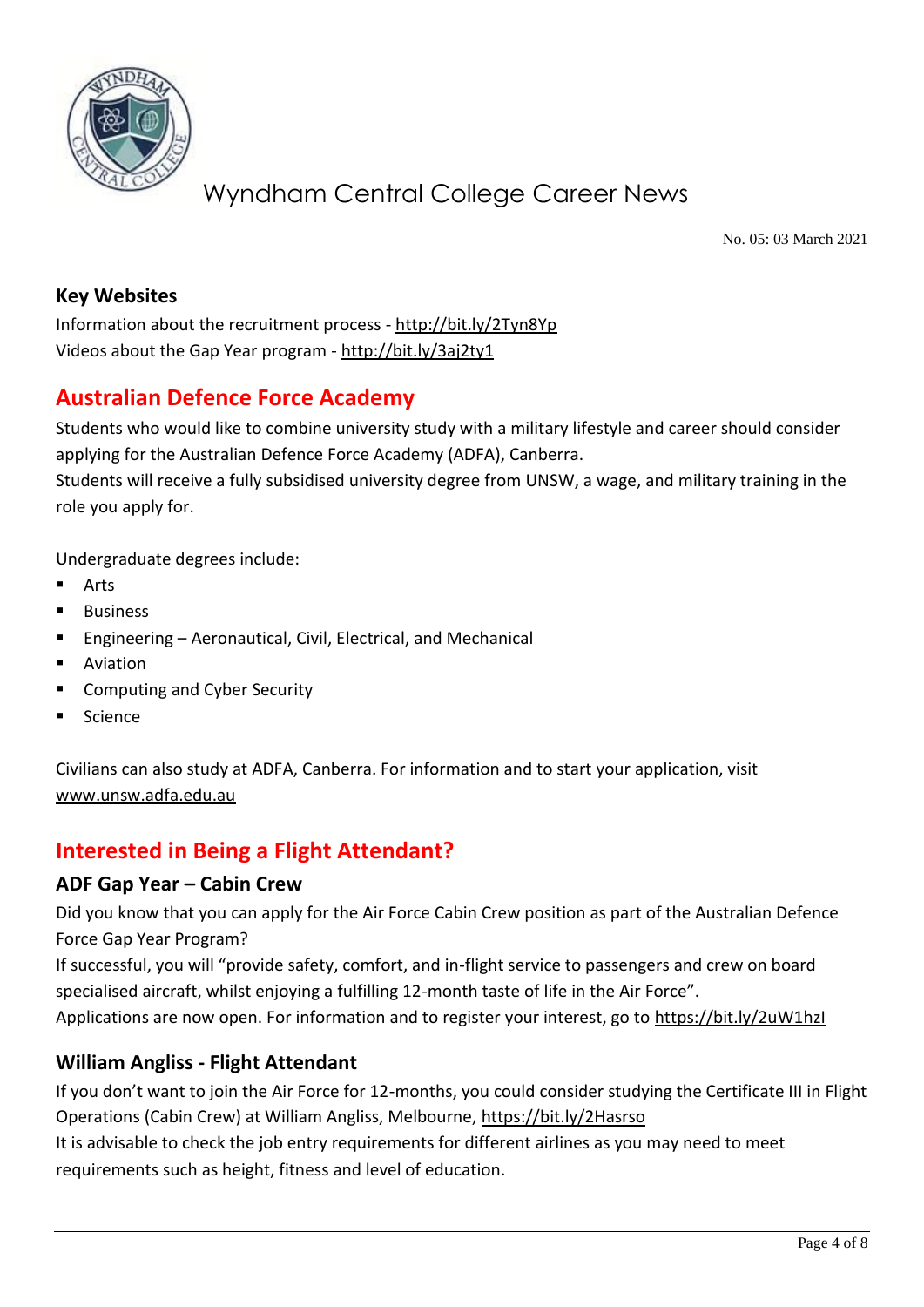### Key Websites

Information about the recruitment process - http://bit.ly/2Tyn8Yp
Videos about the Gap Year program - http://bit.ly/3aj2ty1

## Australian Defence Force Academy

Students who would like to combine university study with a military lifestyle and career should consider applying for the Australian Defence Force Academy (ADFA), Canberra.
Students will receive a fully subsidised university degree from UNSW, a wage, and military training in the role you apply for.

Undergraduate degrees include:

- Arts
- Business
- Engineering – Aeronautical, Civil, Electrical, and Mechanical
- Aviation
- Computing and Cyber Security
- Science

Civilians can also study at ADFA, Canberra. For information and to start your application, visit www.unsw.adfa.edu.au

## Interested in Being a Flight Attendant?

### ADF Gap Year – Cabin Crew

Did you know that you can apply for the Air Force Cabin Crew position as part of the Australian Defence Force Gap Year Program?
If successful, you will "provide safety, comfort, and in-flight service to passengers and crew on board specialised aircraft, whilst enjoying a fulfilling 12-month taste of life in the Air Force".
Applications are now open. For information and to register your interest, go to https://bit.ly/2uW1hzI

### William Angliss - Flight Attendant

If you don't want to join the Air Force for 12-months, you could consider studying the Certificate III in Flight Operations (Cabin Crew) at William Angliss, Melbourne, https://bit.ly/2Hasrso
It is advisable to check the job entry requirements for different airlines as you may need to meet requirements such as height, fitness and level of education.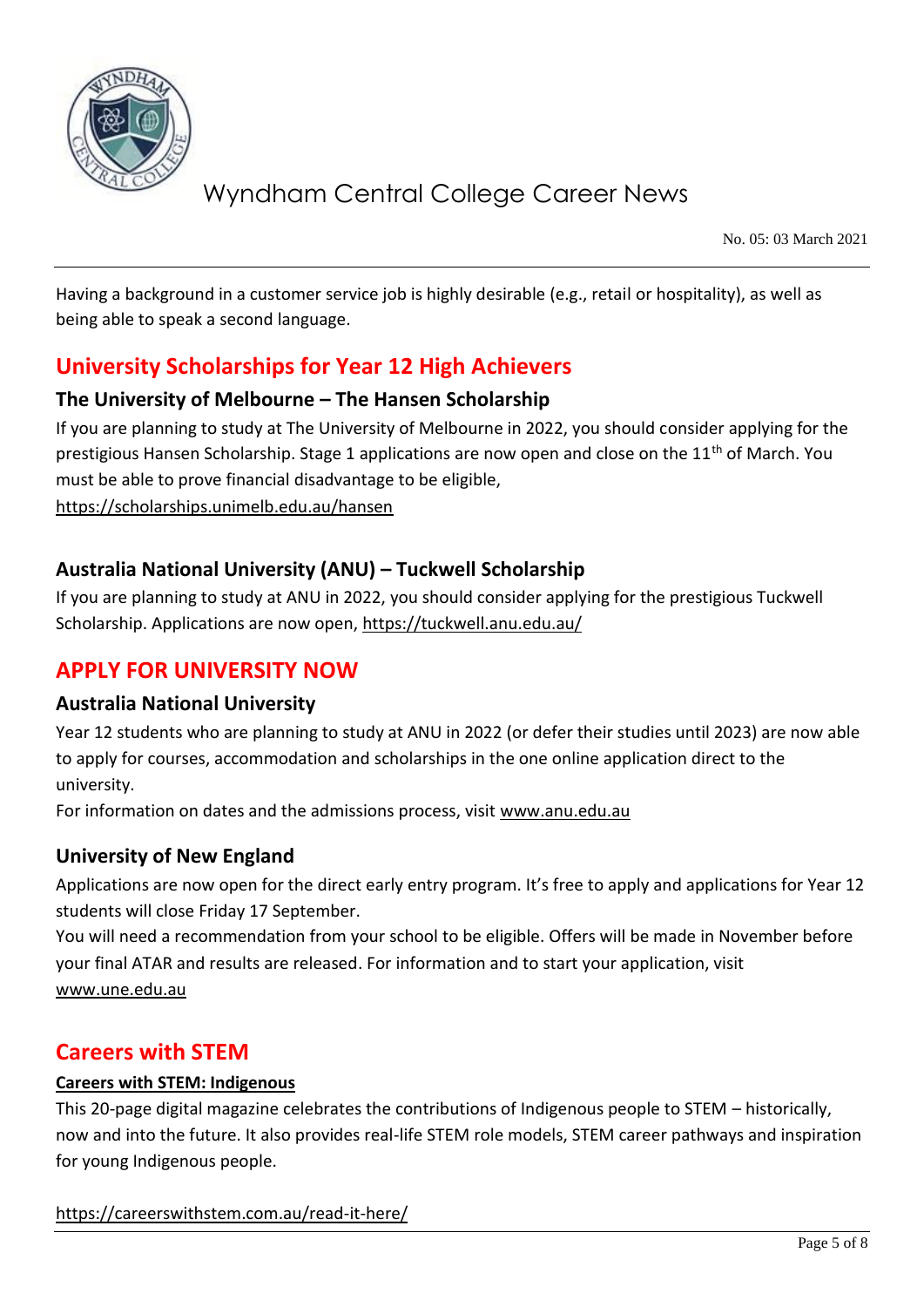Having a background in a customer service job is highly desirable (e.g., retail or hospitality), as well as being able to speak a second language.

## University Scholarships for Year 12 High Achievers

### The University of Melbourne – The Hansen Scholarship

If you are planning to study at The University of Melbourne in 2022, you should consider applying for the prestigious Hansen Scholarship. Stage 1 applications are now open and close on the 11th of March. You must be able to prove financial disadvantage to be eligible,
https://scholarships.unimelb.edu.au/hansen

### Australia National University (ANU) – Tuckwell Scholarship

If you are planning to study at ANU in 2022, you should consider applying for the prestigious Tuckwell Scholarship. Applications are now open, https://tuckwell.anu.edu.au/

## APPLY FOR UNIVERSITY NOW

### Australia National University

Year 12 students who are planning to study at ANU in 2022 (or defer their studies until 2023) are now able to apply for courses, accommodation and scholarships in the one online application direct to the university.

For information on dates and the admissions process, visit www.anu.edu.au

### University of New England

Applications are now open for the direct early entry program. It's free to apply and applications for Year 12 students will close Friday 17 September.

You will need a recommendation from your school to be eligible. Offers will be made in November before your final ATAR and results are released. For information and to start your application, visit www.une.edu.au

## Careers with STEM

**Careers with STEM: Indigenous**

This 20-page digital magazine celebrates the contributions of Indigenous people to STEM – historically, now and into the future. It also provides real-life STEM role models, STEM career pathways and inspiration for young Indigenous people.

https://careerswithstem.com.au/read-it-here/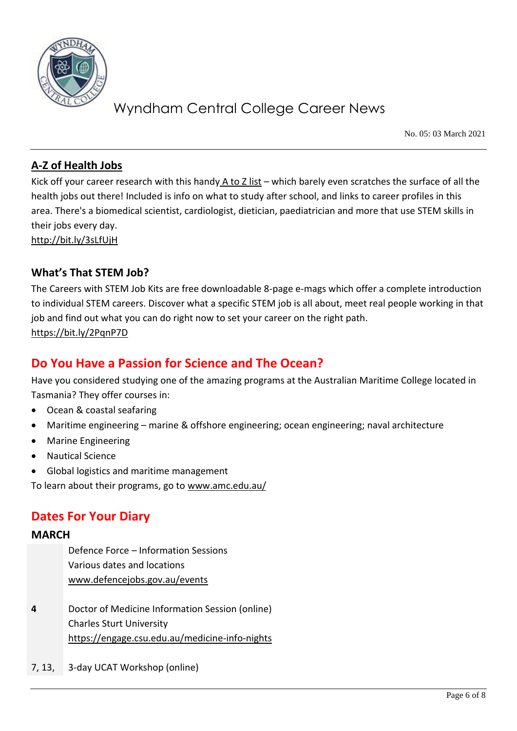# Wyndham Central College Career News

No. 05: 03 March 2021

## A-Z of Health Jobs

Kick off your career research with this handy A to Z list – which barely even scratches the surface of all the health jobs out there! Included is info on what to study after school, and links to career profiles in this area. There's a biomedical scientist, cardiologist, dietician, paediatrician and more that use STEM skills in their jobs every day.
http://bit.ly/3sLfUjH

### What's That STEM Job?

The Careers with STEM Job Kits are free downloadable 8-page e-mags which offer a complete introduction to individual STEM careers. Discover what a specific STEM job is all about, meet real people working in that job and find out what you can do right now to set your career on the right path.
https://bit.ly/2PqnP7D

## Do You Have a Passion for Science and The Ocean?

Have you considered studying one of the amazing programs at the Australian Maritime College located in Tasmania? They offer courses in:

- Ocean & coastal seafaring
- Maritime engineering – marine & offshore engineering; ocean engineering; naval architecture
- Marine Engineering
- Nautical Science
- Global logistics and maritime management

To learn about their programs, go to www.amc.edu.au/

## Dates For Your Diary

### MARCH

| | |
|---|---|
| | Defence Force – Information Sessions<br>Various dates and locations<br>www.defencejobs.gov.au/events |
| **4** | Doctor of Medicine Information Session (online)<br>Charles Sturt University<br>https://engage.csu.edu.au/medicine-info-nights |
| 7, 13, | 3-day UCAT Workshop (online) |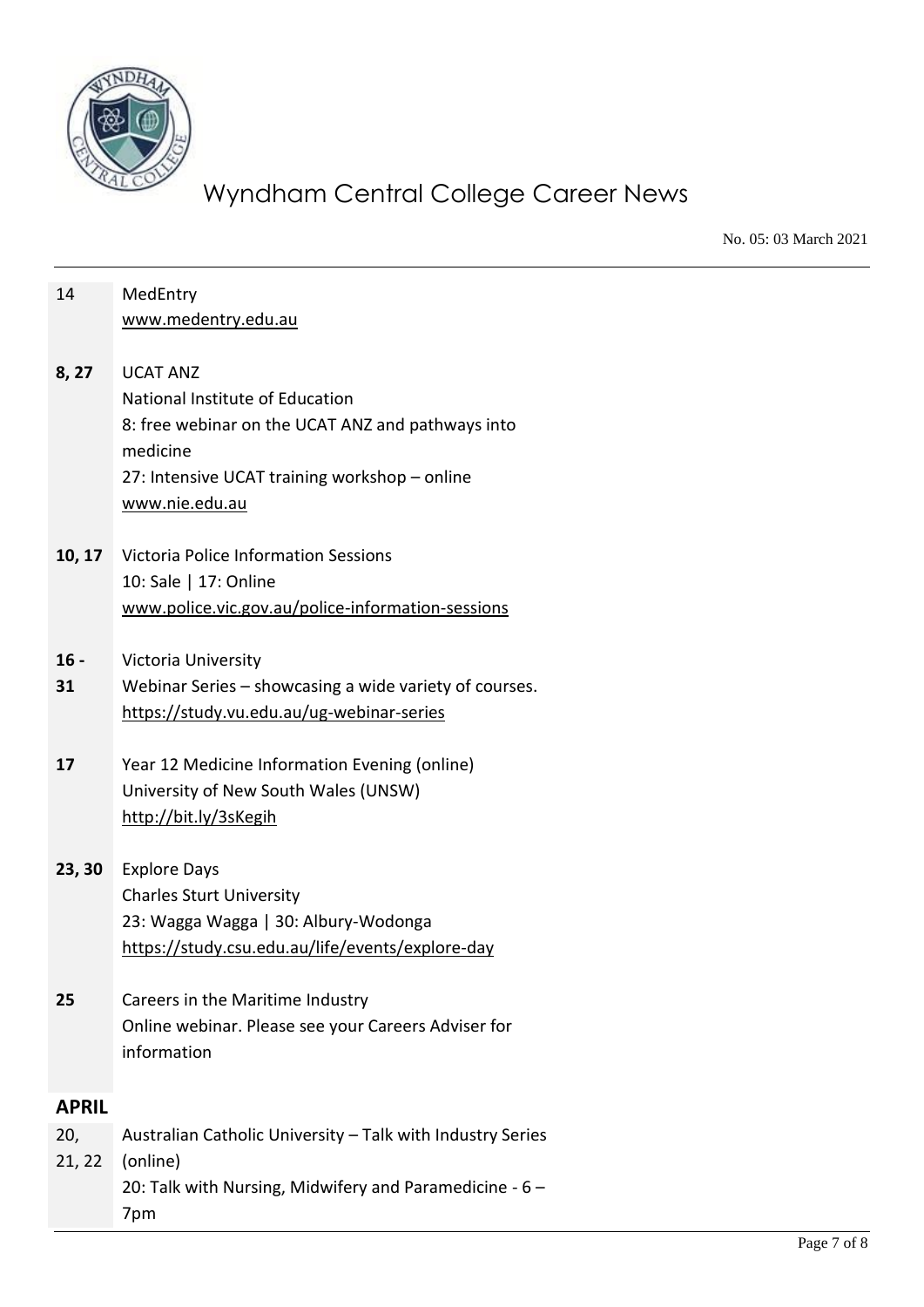| | |
|---|---|
| 14 | MedEntry<br>www.medentry.edu.au |
| **8, 27** | UCAT ANZ<br>National Institute of Education<br>8: free webinar on the UCAT ANZ and pathways into medicine<br>27: Intensive UCAT training workshop – online<br>www.nie.edu.au |
| **10, 17** | Victoria Police Information Sessions<br>10: Sale \| 17: Online<br>www.police.vic.gov.au/police-information-sessions |
| **16 - 31** | Victoria University<br>Webinar Series – showcasing a wide variety of courses.<br>https://study.vu.edu.au/ug-webinar-series |
| **17** | Year 12 Medicine Information Evening (online)<br>University of New South Wales (UNSW)<br>http://bit.ly/3sKegih |
| **23, 30** | Explore Days<br>Charles Sturt University<br>23: Wagga Wagga \| 30: Albury-Wodonga<br>https://study.csu.edu.au/life/events/explore-day |
| **25** | Careers in the Maritime Industry<br>Online webinar. Please see your Careers Adviser for information |

## APRIL

| | |
|---|---|
| 20, 21, 22 | Australian Catholic University – Talk with Industry Series (online)<br>20: Talk with Nursing, Midwifery and Paramedicine - 6 – 7pm |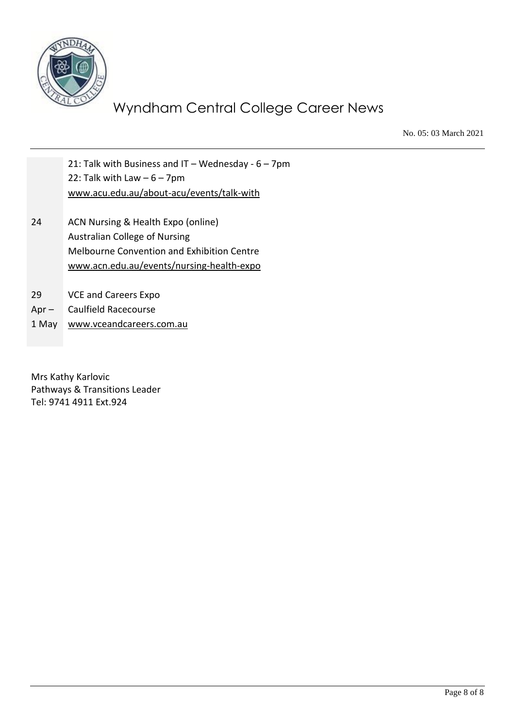| | |
|---|---|
| | 21: Talk with Business and IT – Wednesday - 6 – 7pm<br>22: Talk with Law – 6 – 7pm<br>www.acu.edu.au/about-acu/events/talk-with |
| 24 | ACN Nursing & Health Expo (online)<br>Australian College of Nursing<br>Melbourne Convention and Exhibition Centre<br>www.acn.edu.au/events/nursing-health-expo |
| 29 Apr – 1 May | VCE and Careers Expo<br>Caulfield Racecourse<br>www.vceandcareers.com.au |

Mrs Kathy Karlovic
Pathways & Transitions Leader
Tel: 9741 4911 Ext.924